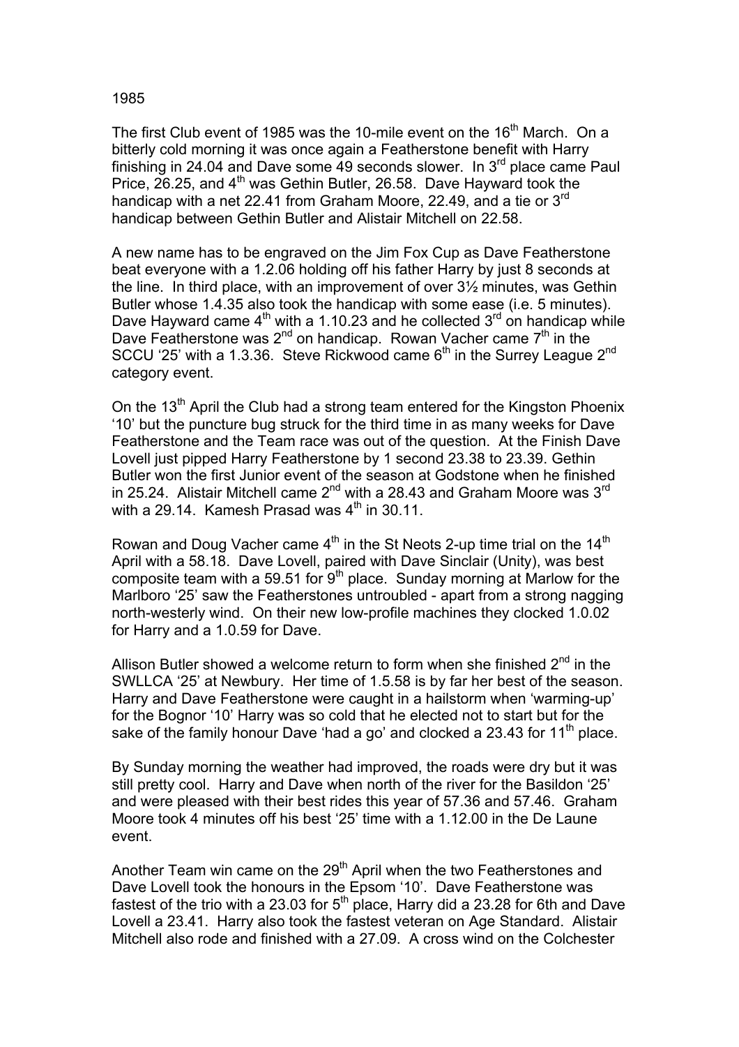1985

The first Club event of 1985 was the 10-mile event on the 16th March. On a bitterly cold morning it was once again a Featherstone benefit with Harry finishing in 24.04 and Dave some 49 seconds slower. In 3rd place came Paul Price, 26.25, and 4th was Gethin Butler, 26.58. Dave Hayward took the handicap with a net 22.41 from Graham Moore, 22.49, and a tie or 3rd handicap between Gethin Butler and Alistair Mitchell on 22.58.

A new name has to be engraved on the Jim Fox Cup as Dave Featherstone beat everyone with a 1.2.06 holding off his father Harry by just 8 seconds at the line. In third place, with an improvement of over 3½ minutes, was Gethin Butler whose 1.4.35 also took the handicap with some ease (i.e. 5 minutes). Dave Hayward came 4th with a 1.10.23 and he collected 3rd on handicap while Dave Featherstone was 2nd on handicap. Rowan Vacher came 7th in the SCCU '25' with a 1.3.36. Steve Rickwood came 6th in the Surrey League 2nd category event.

On the 13th April the Club had a strong team entered for the Kingston Phoenix '10' but the puncture bug struck for the third time in as many weeks for Dave Featherstone and the Team race was out of the question. At the Finish Dave Lovell just pipped Harry Featherstone by 1 second 23.38 to 23.39. Gethin Butler won the first Junior event of the season at Godstone when he finished in 25.24. Alistair Mitchell came 2nd with a 28.43 and Graham Moore was 3rd with a 29.14. Kamesh Prasad was 4th in 30.11.

Rowan and Doug Vacher came 4th in the St Neots 2-up time trial on the 14th April with a 58.18. Dave Lovell, paired with Dave Sinclair (Unity), was best composite team with a 59.51 for 9th place. Sunday morning at Marlow for the Marlboro '25' saw the Featherstones untroubled - apart from a strong nagging north-westerly wind. On their new low-profile machines they clocked 1.0.02 for Harry and a 1.0.59 for Dave.

Allison Butler showed a welcome return to form when she finished 2nd in the SWLLCA '25' at Newbury. Her time of 1.5.58 is by far her best of the season. Harry and Dave Featherstone were caught in a hailstorm when 'warming-up' for the Bognor '10' Harry was so cold that he elected not to start but for the sake of the family honour Dave 'had a go' and clocked a 23.43 for 11th place.

By Sunday morning the weather had improved, the roads were dry but it was still pretty cool. Harry and Dave when north of the river for the Basildon '25' and were pleased with their best rides this year of 57.36 and 57.46. Graham Moore took 4 minutes off his best '25' time with a 1.12.00 in the De Laune event.

Another Team win came on the 29th April when the two Featherstones and Dave Lovell took the honours in the Epsom '10'. Dave Featherstone was fastest of the trio with a 23.03 for 5th place, Harry did a 23.28 for 6th and Dave Lovell a 23.41. Harry also took the fastest veteran on Age Standard. Alistair Mitchell also rode and finished with a 27.09. A cross wind on the Colchester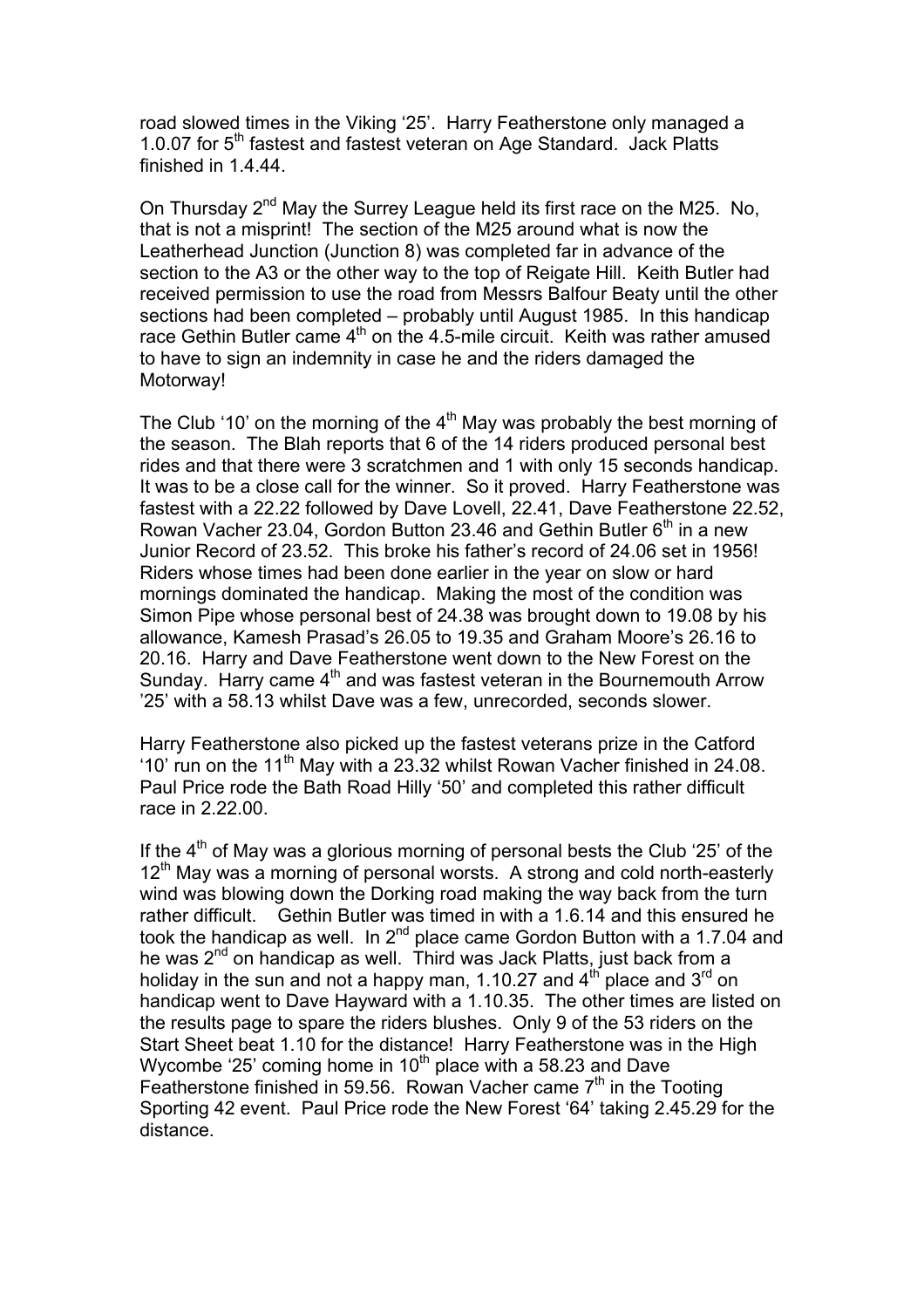road slowed times in the Viking '25'. Harry Featherstone only managed a 1.0.07 for 5th fastest and fastest veteran on Age Standard. Jack Platts finished in 1.4.44.

On Thursday 2nd May the Surrey League held its first race on the M25. No, that is not a misprint! The section of the M25 around what is now the Leatherhead Junction (Junction 8) was completed far in advance of the section to the A3 or the other way to the top of Reigate Hill. Keith Butler had received permission to use the road from Messrs Balfour Beaty until the other sections had been completed – probably until August 1985. In this handicap race Gethin Butler came 4th on the 4.5-mile circuit. Keith was rather amused to have to sign an indemnity in case he and the riders damaged the Motorway!

The Club '10' on the morning of the 4th May was probably the best morning of the season. The Blah reports that 6 of the 14 riders produced personal best rides and that there were 3 scratchmen and 1 with only 15 seconds handicap. It was to be a close call for the winner. So it proved. Harry Featherstone was fastest with a 22.22 followed by Dave Lovell, 22.41, Dave Featherstone 22.52, Rowan Vacher 23.04, Gordon Button 23.46 and Gethin Butler 6th in a new Junior Record of 23.52. This broke his father's record of 24.06 set in 1956! Riders whose times had been done earlier in the year on slow or hard mornings dominated the handicap. Making the most of the condition was Simon Pipe whose personal best of 24.38 was brought down to 19.08 by his allowance, Kamesh Prasad's 26.05 to 19.35 and Graham Moore's 26.16 to 20.16. Harry and Dave Featherstone went down to the New Forest on the Sunday. Harry came 4th and was fastest veteran in the Bournemouth Arrow '25' with a 58.13 whilst Dave was a few, unrecorded, seconds slower.

Harry Featherstone also picked up the fastest veterans prize in the Catford '10' run on the 11th May with a 23.32 whilst Rowan Vacher finished in 24.08. Paul Price rode the Bath Road Hilly '50' and completed this rather difficult race in 2.22.00.

If the 4th of May was a glorious morning of personal bests the Club '25' of the 12th May was a morning of personal worsts. A strong and cold north-easterly wind was blowing down the Dorking road making the way back from the turn rather difficult. Gethin Butler was timed in with a 1.6.14 and this ensured he took the handicap as well. In 2nd place came Gordon Button with a 1.7.04 and he was 2nd on handicap as well. Third was Jack Platts, just back from a holiday in the sun and not a happy man, 1.10.27 and 4th place and 3rd on handicap went to Dave Hayward with a 1.10.35. The other times are listed on the results page to spare the riders blushes. Only 9 of the 53 riders on the Start Sheet beat 1.10 for the distance! Harry Featherstone was in the High Wycombe '25' coming home in 10th place with a 58.23 and Dave Featherstone finished in 59.56. Rowan Vacher came 7th in the Tooting Sporting 42 event. Paul Price rode the New Forest '64' taking 2.45.29 for the distance.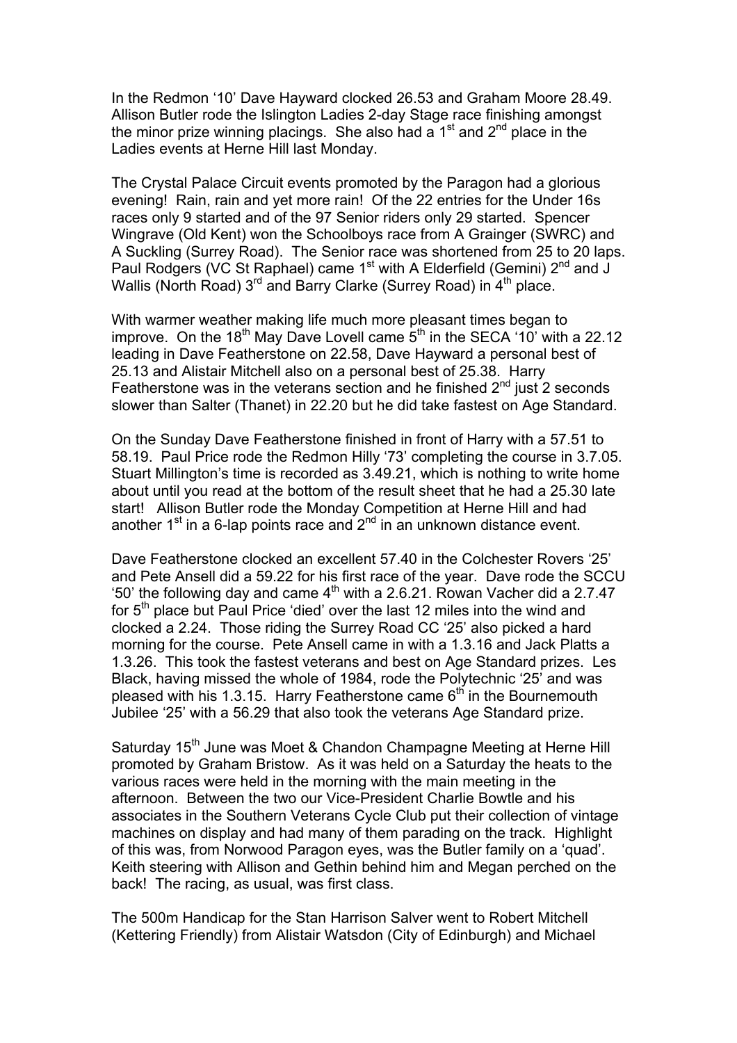In the Redmon '10' Dave Hayward clocked 26.53 and Graham Moore 28.49. Allison Butler rode the Islington Ladies 2-day Stage race finishing amongst the minor prize winning placings. She also had a 1st and 2nd place in the Ladies events at Herne Hill last Monday.

The Crystal Palace Circuit events promoted by the Paragon had a glorious evening! Rain, rain and yet more rain! Of the 22 entries for the Under 16s races only 9 started and of the 97 Senior riders only 29 started. Spencer Wingrave (Old Kent) won the Schoolboys race from A Grainger (SWRC) and A Suckling (Surrey Road). The Senior race was shortened from 25 to 20 laps. Paul Rodgers (VC St Raphael) came 1st with A Elderfield (Gemini) 2nd and J Wallis (North Road) 3rd and Barry Clarke (Surrey Road) in 4th place.

With warmer weather making life much more pleasant times began to improve. On the 18th May Dave Lovell came 5th in the SECA '10' with a 22.12 leading in Dave Featherstone on 22.58, Dave Hayward a personal best of 25.13 and Alistair Mitchell also on a personal best of 25.38. Harry Featherstone was in the veterans section and he finished 2nd just 2 seconds slower than Salter (Thanet) in 22.20 but he did take fastest on Age Standard.

On the Sunday Dave Featherstone finished in front of Harry with a 57.51 to 58.19. Paul Price rode the Redmon Hilly '73' completing the course in 3.7.05. Stuart Millington's time is recorded as 3.49.21, which is nothing to write home about until you read at the bottom of the result sheet that he had a 25.30 late start! Allison Butler rode the Monday Competition at Herne Hill and had another 1st in a 6-lap points race and 2nd in an unknown distance event.

Dave Featherstone clocked an excellent 57.40 in the Colchester Rovers '25' and Pete Ansell did a 59.22 for his first race of the year. Dave rode the SCCU '50' the following day and came 4th with a 2.6.21. Rowan Vacher did a 2.7.47 for 5th place but Paul Price 'died' over the last 12 miles into the wind and clocked a 2.24. Those riding the Surrey Road CC '25' also picked a hard morning for the course. Pete Ansell came in with a 1.3.16 and Jack Platts a 1.3.26. This took the fastest veterans and best on Age Standard prizes. Les Black, having missed the whole of 1984, rode the Polytechnic '25' and was pleased with his 1.3.15. Harry Featherstone came 6th in the Bournemouth Jubilee '25' with a 56.29 that also took the veterans Age Standard prize.

Saturday 15th June was Moet & Chandon Champagne Meeting at Herne Hill promoted by Graham Bristow. As it was held on a Saturday the heats to the various races were held in the morning with the main meeting in the afternoon. Between the two our Vice-President Charlie Bowtle and his associates in the Southern Veterans Cycle Club put their collection of vintage machines on display and had many of them parading on the track. Highlight of this was, from Norwood Paragon eyes, was the Butler family on a 'quad'. Keith steering with Allison and Gethin behind him and Megan perched on the back! The racing, as usual, was first class.

The 500m Handicap for the Stan Harrison Salver went to Robert Mitchell (Kettering Friendly) from Alistair Watsdon (City of Edinburgh) and Michael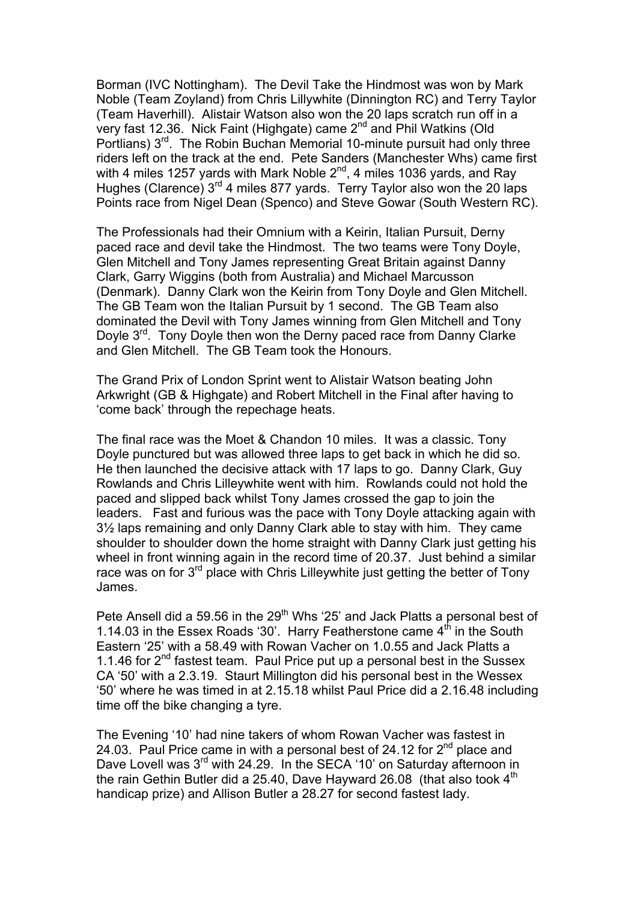Borman (IVC Nottingham). The Devil Take the Hindmost was won by Mark Noble (Team Zoyland) from Chris Lillywhite (Dinnington RC) and Terry Taylor (Team Haverhill). Alistair Watson also won the 20 laps scratch run off in a very fast 12.36. Nick Faint (Highgate) came 2nd and Phil Watkins (Old Portlians) 3rd. The Robin Buchan Memorial 10-minute pursuit had only three riders left on the track at the end. Pete Sanders (Manchester Whs) came first with 4 miles 1257 yards with Mark Noble 2nd, 4 miles 1036 yards, and Ray Hughes (Clarence) 3rd 4 miles 877 yards. Terry Taylor also won the 20 laps Points race from Nigel Dean (Spenco) and Steve Gowar (South Western RC).

The Professionals had their Omnium with a Keirin, Italian Pursuit, Derny paced race and devil take the Hindmost. The two teams were Tony Doyle, Glen Mitchell and Tony James representing Great Britain against Danny Clark, Garry Wiggins (both from Australia) and Michael Marcusson (Denmark). Danny Clark won the Keirin from Tony Doyle and Glen Mitchell. The GB Team won the Italian Pursuit by 1 second. The GB Team also dominated the Devil with Tony James winning from Glen Mitchell and Tony Doyle 3rd. Tony Doyle then won the Derny paced race from Danny Clarke and Glen Mitchell. The GB Team took the Honours.

The Grand Prix of London Sprint went to Alistair Watson beating John Arkwright (GB & Highgate) and Robert Mitchell in the Final after having to 'come back' through the repechage heats.

The final race was the Moet & Chandon 10 miles. It was a classic. Tony Doyle punctured but was allowed three laps to get back in which he did so. He then launched the decisive attack with 17 laps to go. Danny Clark, Guy Rowlands and Chris Lilleywhite went with him. Rowlands could not hold the paced and slipped back whilst Tony James crossed the gap to join the leaders. Fast and furious was the pace with Tony Doyle attacking again with 3½ laps remaining and only Danny Clark able to stay with him. They came shoulder to shoulder down the home straight with Danny Clark just getting his wheel in front winning again in the record time of 20.37. Just behind a similar race was on for 3rd place with Chris Lilleywhite just getting the better of Tony James.

Pete Ansell did a 59.56 in the 29th Whs '25' and Jack Platts a personal best of 1.14.03 in the Essex Roads '30'. Harry Featherstone came 4th in the South Eastern '25' with a 58.49 with Rowan Vacher on 1.0.55 and Jack Platts a 1.1.46 for 2nd fastest team. Paul Price put up a personal best in the Sussex CA '50' with a 2.3.19. Staurt Millington did his personal best in the Wessex '50' where he was timed in at 2.15.18 whilst Paul Price did a 2.16.48 including time off the bike changing a tyre.

The Evening '10' had nine takers of whom Rowan Vacher was fastest in 24.03. Paul Price came in with a personal best of 24.12 for 2nd place and Dave Lovell was 3rd with 24.29. In the SECA '10' on Saturday afternoon in the rain Gethin Butler did a 25.40, Dave Hayward 26.08 (that also took 4th handicap prize) and Allison Butler a 28.27 for second fastest lady.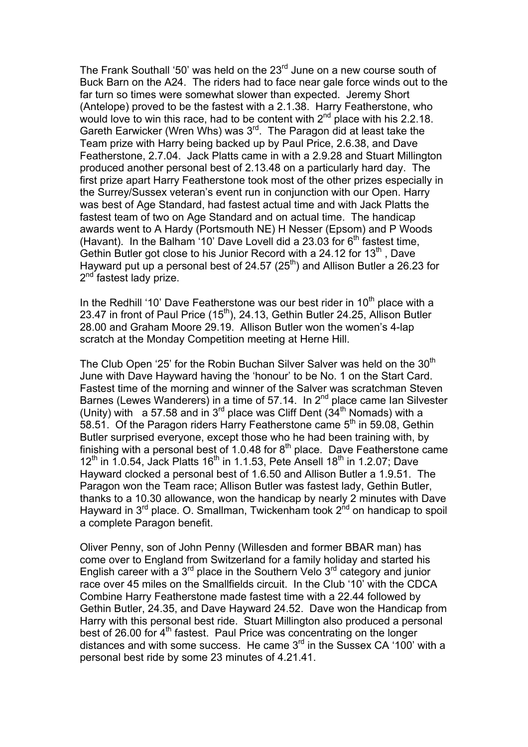The Frank Southall '50' was held on the 23rd June on a new course south of Buck Barn on the A24. The riders had to face near gale force winds out to the far turn so times were somewhat slower than expected. Jeremy Short (Antelope) proved to be the fastest with a 2.1.38. Harry Featherstone, who would love to win this race, had to be content with 2nd place with his 2.2.18. Gareth Earwicker (Wren Whs) was 3rd. The Paragon did at least take the Team prize with Harry being backed up by Paul Price, 2.6.38, and Dave Featherstone, 2.7.04. Jack Platts came in with a 2.9.28 and Stuart Millington produced another personal best of 2.13.48 on a particularly hard day. The first prize apart Harry Featherstone took most of the other prizes especially in the Surrey/Sussex veteran's event run in conjunction with our Open. Harry was best of Age Standard, had fastest actual time and with Jack Platts the fastest team of two on Age Standard and on actual time. The handicap awards went to A Hardy (Portsmouth NE) H Nesser (Epsom) and P Woods (Havant). In the Balham '10' Dave Lovell did a 23.03 for 6th fastest time, Gethin Butler got close to his Junior Record with a 24.12 for 13th , Dave Hayward put up a personal best of 24.57 (25th) and Allison Butler a 26.23 for 2nd fastest lady prize.

In the Redhill '10' Dave Featherstone was our best rider in 10th place with a 23.47 in front of Paul Price (15th), 24.13, Gethin Butler 24.25, Allison Butler 28.00 and Graham Moore 29.19. Allison Butler won the women's 4-lap scratch at the Monday Competition meeting at Herne Hill.

The Club Open '25' for the Robin Buchan Silver Salver was held on the 30th June with Dave Hayward having the 'honour' to be No. 1 on the Start Card. Fastest time of the morning and winner of the Salver was scratchman Steven Barnes (Lewes Wanderers) in a time of 57.14. In 2nd place came Ian Silvester (Unity) with a 57.58 and in 3rd place was Cliff Dent (34th Nomads) with a 58.51. Of the Paragon riders Harry Featherstone came 5th in 59.08, Gethin Butler surprised everyone, except those who he had been training with, by finishing with a personal best of 1.0.48 for 8th place. Dave Featherstone came 12th in 1.0.54, Jack Platts 16th in 1.1.53, Pete Ansell 18th in 1.2.07; Dave Hayward clocked a personal best of 1.6.50 and Allison Butler a 1.9.51. The Paragon won the Team race; Allison Butler was fastest lady, Gethin Butler, thanks to a 10.30 allowance, won the handicap by nearly 2 minutes with Dave Hayward in 3rd place. O. Smallman, Twickenham took 2nd on handicap to spoil a complete Paragon benefit.

Oliver Penny, son of John Penny (Willesden and former BBAR man) has come over to England from Switzerland for a family holiday and started his English career with a 3rd place in the Southern Velo 3rd category and junior race over 45 miles on the Smallfields circuit. In the Club '10' with the CDCA Combine Harry Featherstone made fastest time with a 22.44 followed by Gethin Butler, 24.35, and Dave Hayward 24.52. Dave won the Handicap from Harry with this personal best ride. Stuart Millington also produced a personal best of 26.00 for 4th fastest. Paul Price was concentrating on the longer distances and with some success. He came 3rd in the Sussex CA '100' with a personal best ride by some 23 minutes of 4.21.41.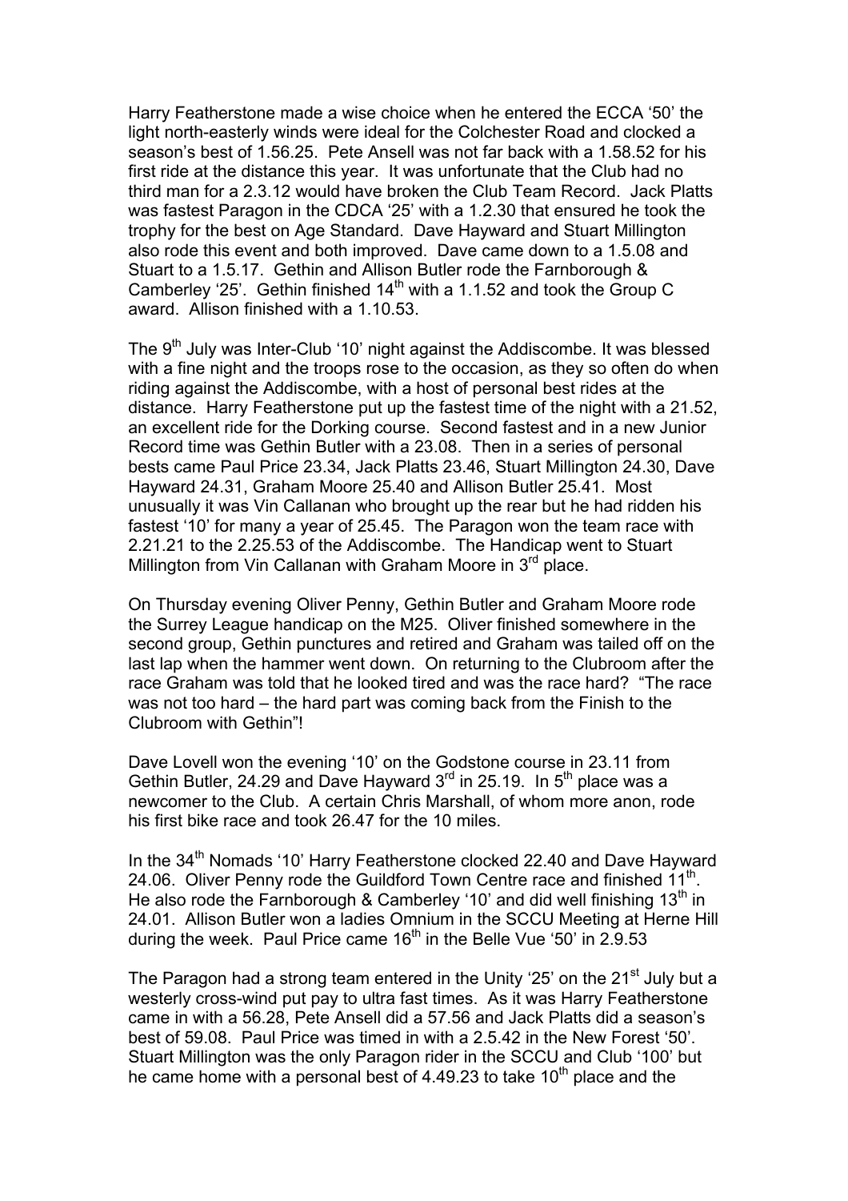Harry Featherstone made a wise choice when he entered the ECCA '50' the light north-easterly winds were ideal for the Colchester Road and clocked a season's best of 1.56.25. Pete Ansell was not far back with a 1.58.52 for his first ride at the distance this year. It was unfortunate that the Club had no third man for a 2.3.12 would have broken the Club Team Record. Jack Platts was fastest Paragon in the CDCA '25' with a 1.2.30 that ensured he took the trophy for the best on Age Standard. Dave Hayward and Stuart Millington also rode this event and both improved. Dave came down to a 1.5.08 and Stuart to a 1.5.17. Gethin and Allison Butler rode the Farnborough & Camberley '25'. Gethin finished 14th with a 1.1.52 and took the Group C award. Allison finished with a 1.10.53.

The 9th July was Inter-Club '10' night against the Addiscombe. It was blessed with a fine night and the troops rose to the occasion, as they so often do when riding against the Addiscombe, with a host of personal best rides at the distance. Harry Featherstone put up the fastest time of the night with a 21.52, an excellent ride for the Dorking course. Second fastest and in a new Junior Record time was Gethin Butler with a 23.08. Then in a series of personal bests came Paul Price 23.34, Jack Platts 23.46, Stuart Millington 24.30, Dave Hayward 24.31, Graham Moore 25.40 and Allison Butler 25.41. Most unusually it was Vin Callanan who brought up the rear but he had ridden his fastest '10' for many a year of 25.45. The Paragon won the team race with 2.21.21 to the 2.25.53 of the Addiscombe. The Handicap went to Stuart Millington from Vin Callanan with Graham Moore in 3rd place.

On Thursday evening Oliver Penny, Gethin Butler and Graham Moore rode the Surrey League handicap on the M25. Oliver finished somewhere in the second group, Gethin punctures and retired and Graham was tailed off on the last lap when the hammer went down. On returning to the Clubroom after the race Graham was told that he looked tired and was the race hard? "The race was not too hard – the hard part was coming back from the Finish to the Clubroom with Gethin"!

Dave Lovell won the evening '10' on the Godstone course in 23.11 from Gethin Butler, 24.29 and Dave Hayward 3rd in 25.19. In 5th place was a newcomer to the Club. A certain Chris Marshall, of whom more anon, rode his first bike race and took 26.47 for the 10 miles.

In the 34th Nomads '10' Harry Featherstone clocked 22.40 and Dave Hayward 24.06. Oliver Penny rode the Guildford Town Centre race and finished 11th. He also rode the Farnborough & Camberley '10' and did well finishing 13th in 24.01. Allison Butler won a ladies Omnium in the SCCU Meeting at Herne Hill during the week. Paul Price came 16th in the Belle Vue '50' in 2.9.53

The Paragon had a strong team entered in the Unity '25' on the 21st July but a westerly cross-wind put pay to ultra fast times. As it was Harry Featherstone came in with a 56.28, Pete Ansell did a 57.56 and Jack Platts did a season's best of 59.08. Paul Price was timed in with a 2.5.42 in the New Forest '50'. Stuart Millington was the only Paragon rider in the SCCU and Club '100' but he came home with a personal best of 4.49.23 to take 10th place and the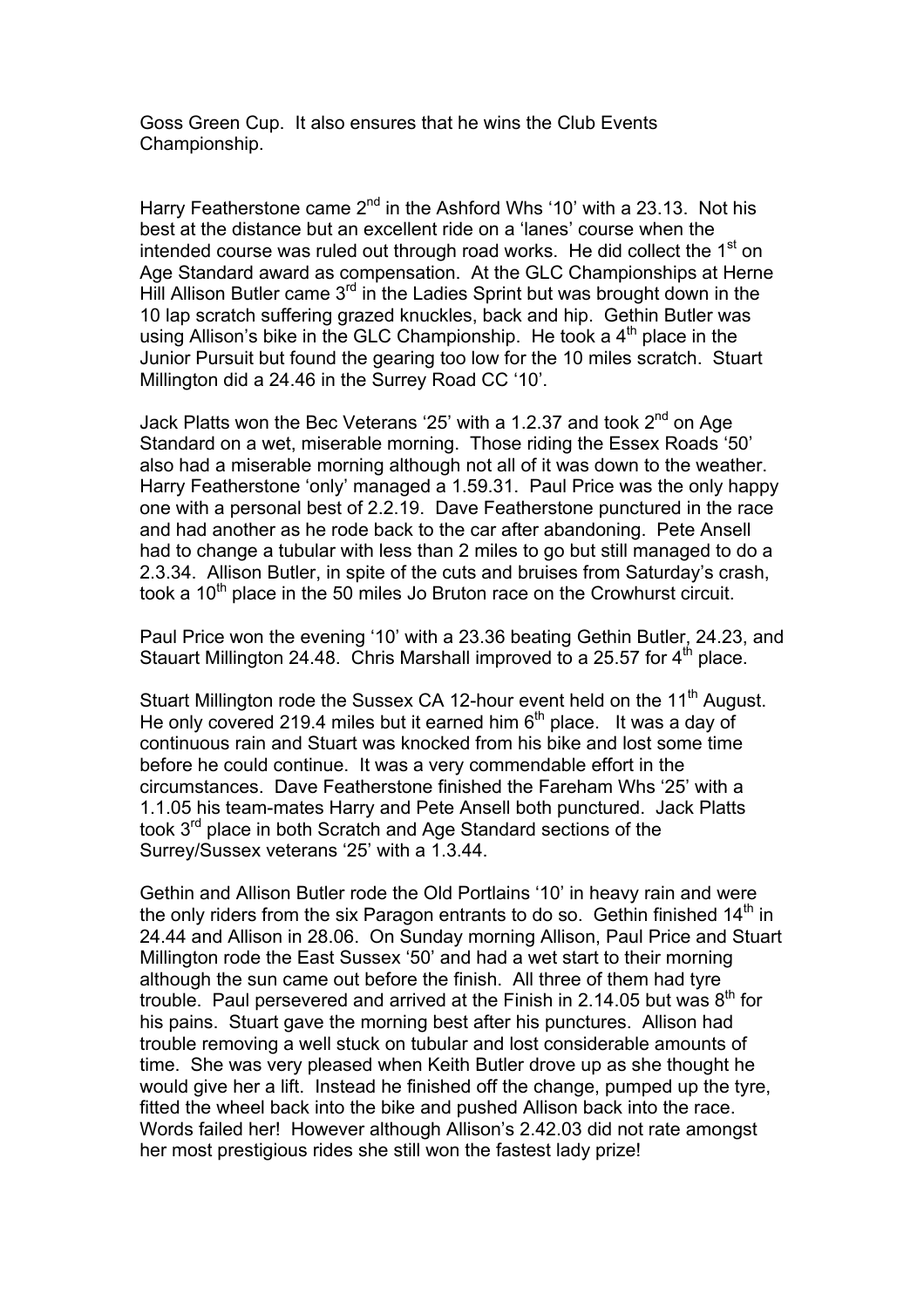Goss Green Cup. It also ensures that he wins the Club Events Championship.

Harry Featherstone came 2nd in the Ashford Whs '10' with a 23.13. Not his best at the distance but an excellent ride on a 'lanes' course when the intended course was ruled out through road works. He did collect the 1st on Age Standard award as compensation. At the GLC Championships at Herne Hill Allison Butler came 3rd in the Ladies Sprint but was brought down in the 10 lap scratch suffering grazed knuckles, back and hip. Gethin Butler was using Allison's bike in the GLC Championship. He took a 4th place in the Junior Pursuit but found the gearing too low for the 10 miles scratch. Stuart Millington did a 24.46 in the Surrey Road CC '10'.

Jack Platts won the Bec Veterans '25' with a 1.2.37 and took 2nd on Age Standard on a wet, miserable morning. Those riding the Essex Roads '50' also had a miserable morning although not all of it was down to the weather. Harry Featherstone 'only' managed a 1.59.31. Paul Price was the only happy one with a personal best of 2.2.19. Dave Featherstone punctured in the race and had another as he rode back to the car after abandoning. Pete Ansell had to change a tubular with less than 2 miles to go but still managed to do a 2.3.34. Allison Butler, in spite of the cuts and bruises from Saturday's crash, took a 10th place in the 50 miles Jo Bruton race on the Crowhurst circuit.

Paul Price won the evening '10' with a 23.36 beating Gethin Butler, 24.23, and Stauart Millington 24.48. Chris Marshall improved to a 25.57 for 4th place.

Stuart Millington rode the Sussex CA 12-hour event held on the 11th August. He only covered 219.4 miles but it earned him 6th place. It was a day of continuous rain and Stuart was knocked from his bike and lost some time before he could continue. It was a very commendable effort in the circumstances. Dave Featherstone finished the Fareham Whs '25' with a 1.1.05 his team-mates Harry and Pete Ansell both punctured. Jack Platts took 3rd place in both Scratch and Age Standard sections of the Surrey/Sussex veterans '25' with a 1.3.44.

Gethin and Allison Butler rode the Old Portlains '10' in heavy rain and were the only riders from the six Paragon entrants to do so. Gethin finished 14th in 24.44 and Allison in 28.06. On Sunday morning Allison, Paul Price and Stuart Millington rode the East Sussex '50' and had a wet start to their morning although the sun came out before the finish. All three of them had tyre trouble. Paul persevered and arrived at the Finish in 2.14.05 but was 8th for his pains. Stuart gave the morning best after his punctures. Allison had trouble removing a well stuck on tubular and lost considerable amounts of time. She was very pleased when Keith Butler drove up as she thought he would give her a lift. Instead he finished off the change, pumped up the tyre, fitted the wheel back into the bike and pushed Allison back into the race. Words failed her! However although Allison's 2.42.03 did not rate amongst her most prestigious rides she still won the fastest lady prize!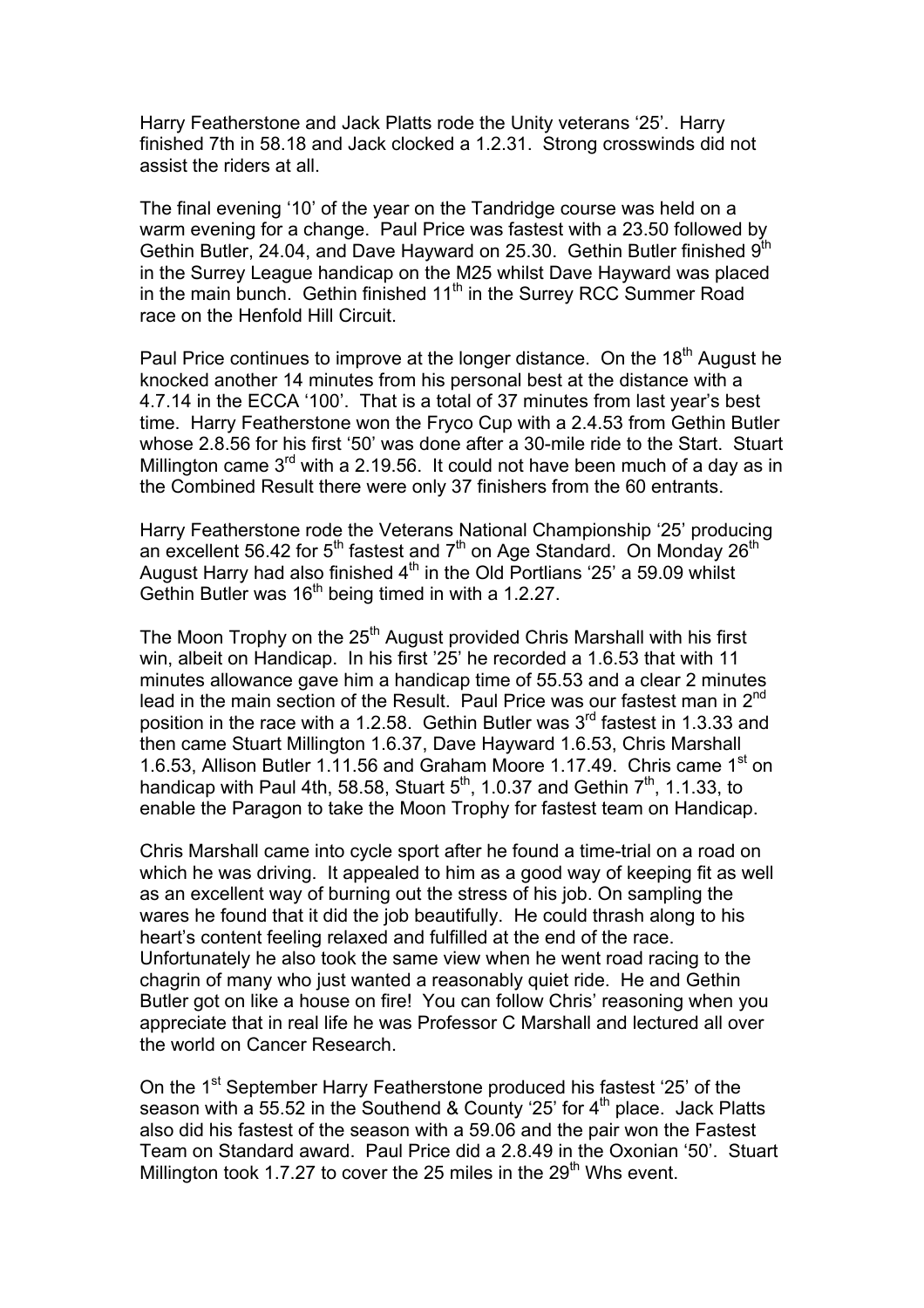Harry Featherstone and Jack Platts rode the Unity veterans '25'. Harry finished 7th in 58.18 and Jack clocked a 1.2.31. Strong crosswinds did not assist the riders at all.

The final evening '10' of the year on the Tandridge course was held on a warm evening for a change. Paul Price was fastest with a 23.50 followed by Gethin Butler, 24.04, and Dave Hayward on 25.30. Gethin Butler finished 9th in the Surrey League handicap on the M25 whilst Dave Hayward was placed in the main bunch. Gethin finished 11th in the Surrey RCC Summer Road race on the Henfold Hill Circuit.

Paul Price continues to improve at the longer distance. On the 18th August he knocked another 14 minutes from his personal best at the distance with a 4.7.14 in the ECCA '100'. That is a total of 37 minutes from last year's best time. Harry Featherstone won the Fryco Cup with a 2.4.53 from Gethin Butler whose 2.8.56 for his first '50' was done after a 30-mile ride to the Start. Stuart Millington came 3rd with a 2.19.56. It could not have been much of a day as in the Combined Result there were only 37 finishers from the 60 entrants.

Harry Featherstone rode the Veterans National Championship '25' producing an excellent 56.42 for 5th fastest and 7th on Age Standard. On Monday 26th August Harry had also finished 4th in the Old Portlians '25' a 59.09 whilst Gethin Butler was 16th being timed in with a 1.2.27.

The Moon Trophy on the 25th August provided Chris Marshall with his first win, albeit on Handicap. In his first '25' he recorded a 1.6.53 that with 11 minutes allowance gave him a handicap time of 55.53 and a clear 2 minutes lead in the main section of the Result. Paul Price was our fastest man in 2nd position in the race with a 1.2.58. Gethin Butler was 3rd fastest in 1.3.33 and then came Stuart Millington 1.6.37, Dave Hayward 1.6.53, Chris Marshall 1.6.53, Allison Butler 1.11.56 and Graham Moore 1.17.49. Chris came 1st on handicap with Paul 4th, 58.58, Stuart 5th, 1.0.37 and Gethin 7th, 1.1.33, to enable the Paragon to take the Moon Trophy for fastest team on Handicap.

Chris Marshall came into cycle sport after he found a time-trial on a road on which he was driving. It appealed to him as a good way of keeping fit as well as an excellent way of burning out the stress of his job. On sampling the wares he found that it did the job beautifully. He could thrash along to his heart's content feeling relaxed and fulfilled at the end of the race. Unfortunately he also took the same view when he went road racing to the chagrin of many who just wanted a reasonably quiet ride. He and Gethin Butler got on like a house on fire! You can follow Chris' reasoning when you appreciate that in real life he was Professor C Marshall and lectured all over the world on Cancer Research.

On the 1st September Harry Featherstone produced his fastest '25' of the season with a 55.52 in the Southend & County '25' for 4th place. Jack Platts also did his fastest of the season with a 59.06 and the pair won the Fastest Team on Standard award. Paul Price did a 2.8.49 in the Oxonian '50'. Stuart Millington took 1.7.27 to cover the 25 miles in the 29th Whs event.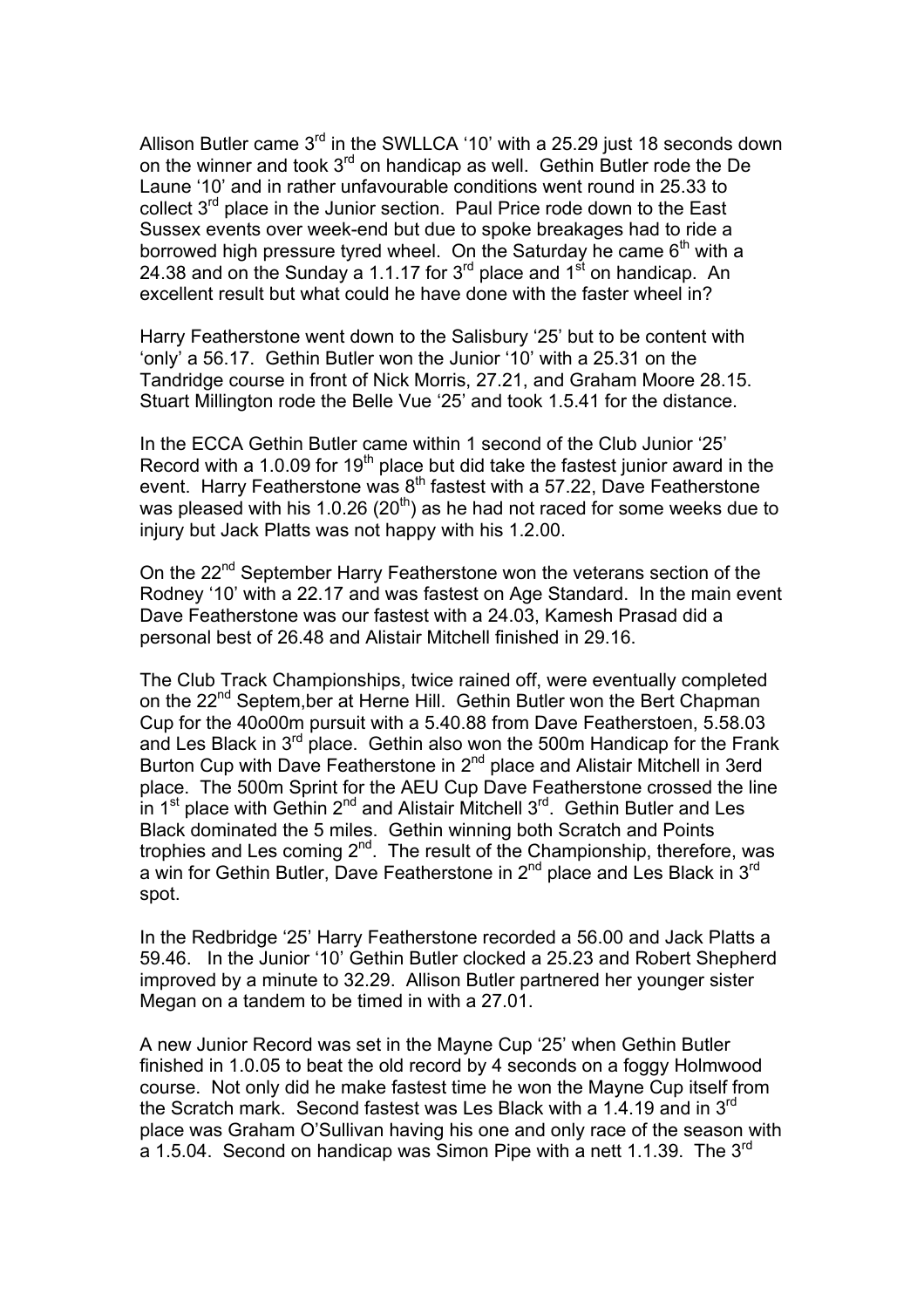Allison Butler came 3rd in the SWLLCA '10' with a 25.29 just 18 seconds down on the winner and took 3rd on handicap as well. Gethin Butler rode the De Laune '10' and in rather unfavourable conditions went round in 25.33 to collect 3rd place in the Junior section. Paul Price rode down to the East Sussex events over week-end but due to spoke breakages had to ride a borrowed high pressure tyred wheel. On the Saturday he came 6th with a 24.38 and on the Sunday a 1.1.17 for 3rd place and 1st on handicap. An excellent result but what could he have done with the faster wheel in?

Harry Featherstone went down to the Salisbury '25' but to be content with 'only' a 56.17. Gethin Butler won the Junior '10' with a 25.31 on the Tandridge course in front of Nick Morris, 27.21, and Graham Moore 28.15. Stuart Millington rode the Belle Vue '25' and took 1.5.41 for the distance.

In the ECCA Gethin Butler came within 1 second of the Club Junior '25' Record with a 1.0.09 for 19th place but did take the fastest junior award in the event. Harry Featherstone was 8th fastest with a 57.22, Dave Featherstone was pleased with his 1.0.26 (20th) as he had not raced for some weeks due to injury but Jack Platts was not happy with his 1.2.00.

On the 22nd September Harry Featherstone won the veterans section of the Rodney '10' with a 22.17 and was fastest on Age Standard. In the main event Dave Featherstone was our fastest with a 24.03, Kamesh Prasad did a personal best of 26.48 and Alistair Mitchell finished in 29.16.

The Club Track Championships, twice rained off, were eventually completed on the 22nd Septem,ber at Herne Hill. Gethin Butler won the Bert Chapman Cup for the 40o00m pursuit with a 5.40.88 from Dave Featherstoen, 5.58.03 and Les Black in 3rd place. Gethin also won the 500m Handicap for the Frank Burton Cup with Dave Featherstone in 2nd place and Alistair Mitchell in 3erd place. The 500m Sprint for the AEU Cup Dave Featherstone crossed the line in 1st place with Gethin 2nd and Alistair Mitchell 3rd. Gethin Butler and Les Black dominated the 5 miles. Gethin winning both Scratch and Points trophies and Les coming 2nd. The result of the Championship, therefore, was a win for Gethin Butler, Dave Featherstone in 2nd place and Les Black in 3rd spot.

In the Redbridge '25' Harry Featherstone recorded a 56.00 and Jack Platts a 59.46. In the Junior '10' Gethin Butler clocked a 25.23 and Robert Shepherd improved by a minute to 32.29. Allison Butler partnered her younger sister Megan on a tandem to be timed in with a 27.01.

A new Junior Record was set in the Mayne Cup '25' when Gethin Butler finished in 1.0.05 to beat the old record by 4 seconds on a foggy Holmwood course. Not only did he make fastest time he won the Mayne Cup itself from the Scratch mark. Second fastest was Les Black with a 1.4.19 and in 3rd place was Graham O'Sullivan having his one and only race of the season with a 1.5.04. Second on handicap was Simon Pipe with a nett 1.1.39. The 3rd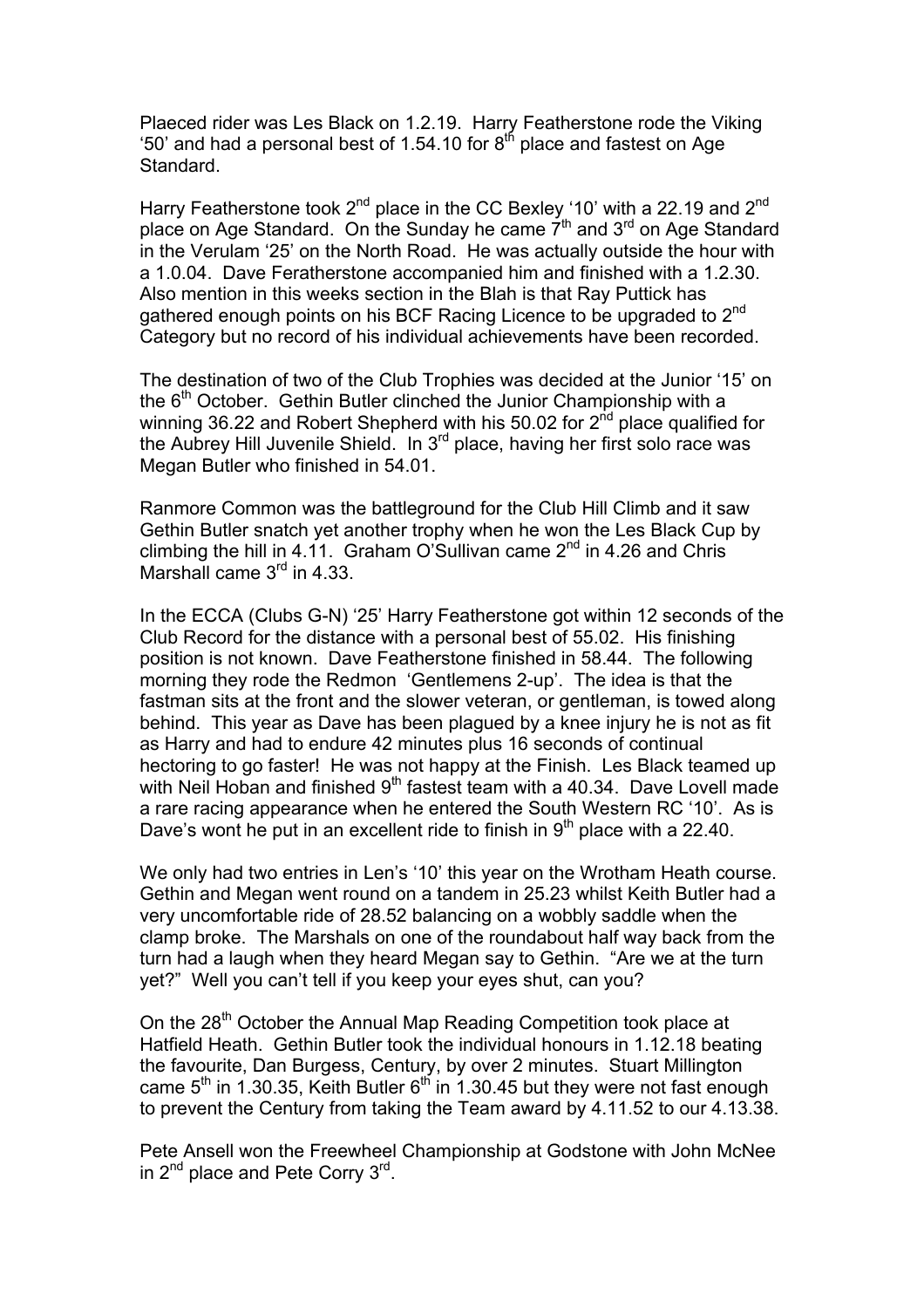Plaeced rider was Les Black on 1.2.19. Harry Featherstone rode the Viking '50' and had a personal best of 1.54.10 for 8th place and fastest on Age Standard.

Harry Featherstone took 2nd place in the CC Bexley '10' with a 22.19 and 2nd place on Age Standard. On the Sunday he came 7th and 3rd on Age Standard in the Verulam '25' on the North Road. He was actually outside the hour with a 1.0.04. Dave Feratherstone accompanied him and finished with a 1.2.30. Also mention in this weeks section in the Blah is that Ray Puttick has gathered enough points on his BCF Racing Licence to be upgraded to 2nd Category but no record of his individual achievements have been recorded.

The destination of two of the Club Trophies was decided at the Junior '15' on the 6th October. Gethin Butler clinched the Junior Championship with a winning 36.22 and Robert Shepherd with his 50.02 for 2nd place qualified for the Aubrey Hill Juvenile Shield. In 3rd place, having her first solo race was Megan Butler who finished in 54.01.

Ranmore Common was the battleground for the Club Hill Climb and it saw Gethin Butler snatch yet another trophy when he won the Les Black Cup by climbing the hill in 4.11. Graham O'Sullivan came 2nd in 4.26 and Chris Marshall came 3rd in 4.33.

In the ECCA (Clubs G-N) '25' Harry Featherstone got within 12 seconds of the Club Record for the distance with a personal best of 55.02. His finishing position is not known. Dave Featherstone finished in 58.44. The following morning they rode the Redmon 'Gentlemens 2-up'. The idea is that the fastman sits at the front and the slower veteran, or gentleman, is towed along behind. This year as Dave has been plagued by a knee injury he is not as fit as Harry and had to endure 42 minutes plus 16 seconds of continual hectoring to go faster! He was not happy at the Finish. Les Black teamed up with Neil Hoban and finished 9th fastest team with a 40.34. Dave Lovell made a rare racing appearance when he entered the South Western RC '10'. As is Dave's wont he put in an excellent ride to finish in 9th place with a 22.40.

We only had two entries in Len's '10' this year on the Wrotham Heath course. Gethin and Megan went round on a tandem in 25.23 whilst Keith Butler had a very uncomfortable ride of 28.52 balancing on a wobbly saddle when the clamp broke. The Marshals on one of the roundabout half way back from the turn had a laugh when they heard Megan say to Gethin. "Are we at the turn yet?" Well you can't tell if you keep your eyes shut, can you?

On the 28th October the Annual Map Reading Competition took place at Hatfield Heath. Gethin Butler took the individual honours in 1.12.18 beating the favourite, Dan Burgess, Century, by over 2 minutes. Stuart Millington came 5th in 1.30.35, Keith Butler 6th in 1.30.45 but they were not fast enough to prevent the Century from taking the Team award by 4.11.52 to our 4.13.38.

Pete Ansell won the Freewheel Championship at Godstone with John McNee in 2nd place and Pete Corry 3rd.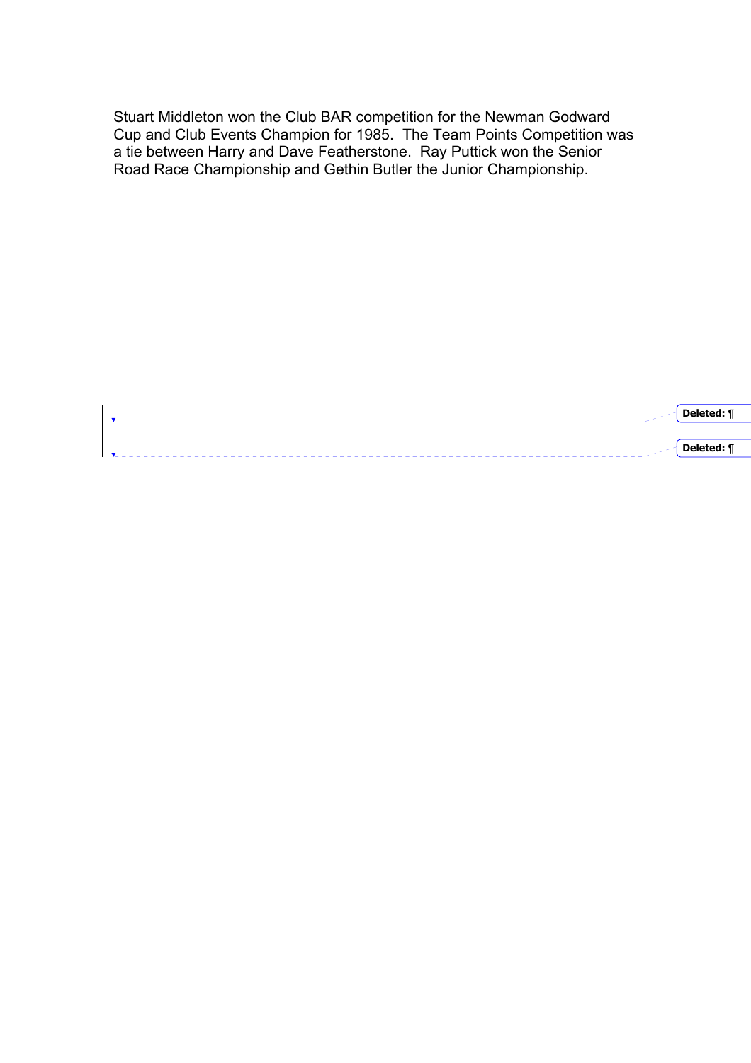Stuart Middleton won the Club BAR competition for the Newman Godward Cup and Club Events Champion for 1985. The Team Points Competition was a tie between Harry and Dave Featherstone. Ray Puttick won the Senior Road Race Championship and Gethin Butler the Junior Championship.